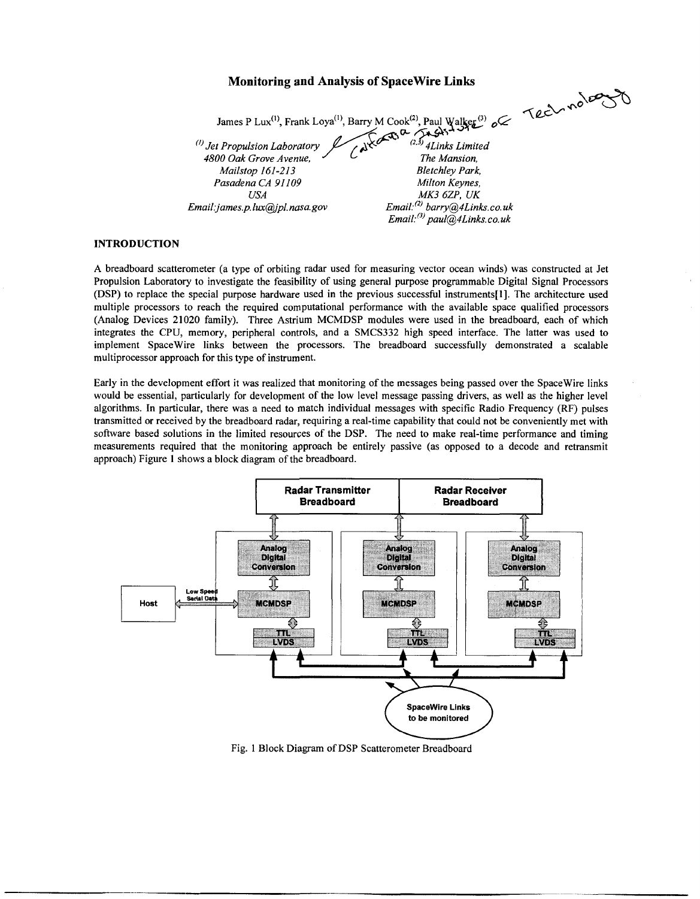# Monitoring and Analysis of SpaceWire Links

James P Lux[1], Frank Loya[1], Barry M Cook[2], Paul Walker[3]

[1] *Jet Propulsion Laboratory*
*4800 Oak Grove Avenue,*
*Mailstop 161-213*
*Pasadena CA 91109*
*USA*
*Email:james.p.lux@jpl.nasa.gov*

[2,3] *4Links Limited*
*The Mansion,*
*Bletchley Park,*
*Milton Keynes,*
*MK3 6ZP, UK*
*Email:*[2] *barry@4Links.co.uk*
*Email:*[3] *paul@4Links.co.uk*

## INTRODUCTION

A breadboard scatterometer (a type of orbiting radar used for measuring vector ocean winds) was constructed at Jet Propulsion Laboratory to investigate the feasibility of using general purpose programmable Digital Signal Processors (DSP) to replace the special purpose hardware used in the previous successful instruments[1]. The architecture used multiple processors to reach the required computational performance with the available space qualified processors (Analog Devices 21020 family). Three Astrium MCMDSP modules were used in the breadboard, each of which integrates the CPU, memory, peripheral controls, and a SMCS332 high speed interface. The latter was used to implement SpaceWire links between the processors. The breadboard successfully demonstrated a scalable multiprocessor approach for this type of instrument.

Early in the development effort it was realized that monitoring of the messages being passed over the SpaceWire links would be essential, particularly for development of the low level message passing drivers, as well as the higher level algorithms. In particular, there was a need to match individual messages with specific Radio Frequency (RF) pulses transmitted or received by the breadboard radar, requiring a real-time capability that could not be conveniently met with software based solutions in the limited resources of the DSP. The need to make real-time performance and timing measurements required that the monitoring approach be entirely passive (as opposed to a decode and retransmit approach) Figure 1 shows a block diagram of the breadboard.

Fig. 1 Block Diagram of DSP Scatterometer Breadboard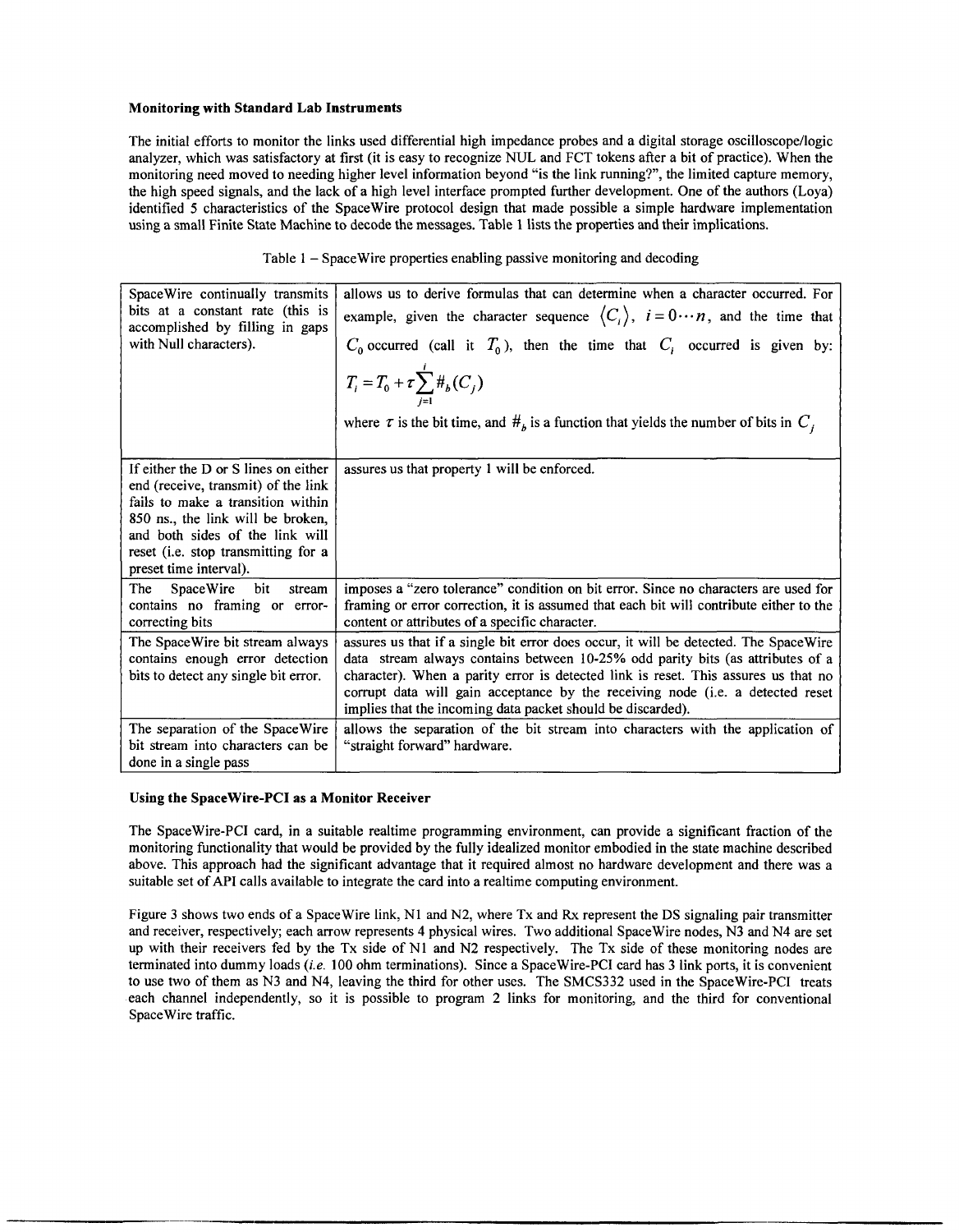**Monitoring with Standard Lab Instruments**

The initial efforts to monitor the links used differential high impedance probes and a digital storage oscilloscope/logic analyzer, which was satisfactory at first (it is easy to recognize NUL and FCT tokens after a bit of practice). When the monitoring need moved to needing higher level information beyond "is the link running?", the limited capture memory, the high speed signals, and the lack of a high level interface prompted further development. One of the authors (Loya) identified 5 characteristics of the SpaceWire protocol design that made possible a simple hardware implementation using a small Finite State Machine to decode the messages. Table 1 lists the properties and their implications.

Table 1 – SpaceWire properties enabling passive monitoring and decoding

| | |
|---|---|
| SpaceWire continually transmits bits at a constant rate (this is accomplished by filling in gaps with Null characters). | allows us to derive formulas that can determine when a character occurred. For example, given the character sequence $\langle C_i \rangle,\ i = 0 \cdots n$, and the time that $C_0$ occurred (call it $T_0$), then the time that $C_i$ occurred is given by: $T_i = T_0 + \tau \sum_{j=1}^{i} \#_b(C_j)$ where $\tau$ is the bit time, and $\#_b$ is a function that yields the number of bits in $C_j$ |
| If either the D or S lines on either end (receive, transmit) of the link fails to make a transition within 850 ns., the link will be broken, and both sides of the link will reset (i.e. stop transmitting for a preset time interval). | assures us that property 1 will be enforced. |
| The SpaceWire bit stream contains no framing or error-correcting bits | imposes a "zero tolerance" condition on bit error. Since no characters are used for framing or error correction, it is assumed that each bit will contribute either to the content or attributes of a specific character. |
| The SpaceWire bit stream always contains enough error detection bits to detect any single bit error. | assures us that if a single bit error does occur, it will be detected. The SpaceWire data stream always contains between 10-25% odd parity bits (as attributes of a character). When a parity error is detected link is reset. This assures us that no corrupt data will gain acceptance by the receiving node (i.e. a detected reset implies that the incoming data packet should be discarded). |
| The separation of the SpaceWire bit stream into characters can be done in a single pass | allows the separation of the bit stream into characters with the application of "straight forward" hardware. |

**Using the SpaceWire-PCI as a Monitor Receiver**

The SpaceWire-PCI card, in a suitable realtime programming environment, can provide a significant fraction of the monitoring functionality that would be provided by the fully idealized monitor embodied in the state machine described above. This approach had the significant advantage that it required almost no hardware development and there was a suitable set of API calls available to integrate the card into a realtime computing environment.

Figure 3 shows two ends of a SpaceWire link, N1 and N2, where Tx and Rx represent the DS signaling pair transmitter and receiver, respectively; each arrow represents 4 physical wires. Two additional SpaceWire nodes, N3 and N4 are set up with their receivers fed by the Tx side of N1 and N2 respectively. The Tx side of these monitoring nodes are terminated into dummy loads (*i.e.* 100 ohm terminations). Since a SpaceWire-PCI card has 3 link ports, it is convenient to use two of them as N3 and N4, leaving the third for other uses. The SMCS332 used in the SpaceWire-PCI treats each channel independently, so it is possible to program 2 links for monitoring, and the third for conventional SpaceWire traffic.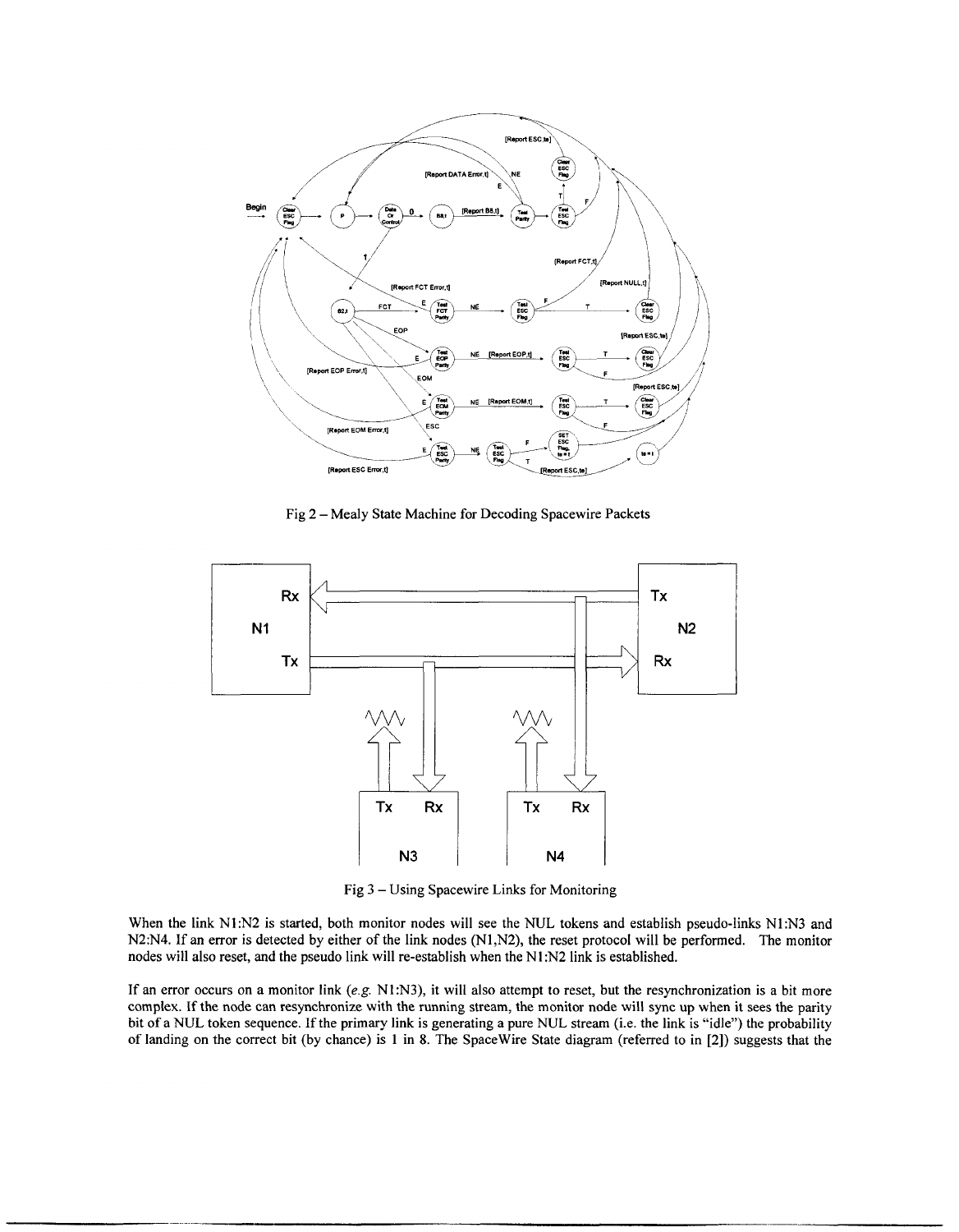Fig 2 – Mealy State Machine for Decoding Spacewire Packets

Fig 3 – Using Spacewire Links for Monitoring

When the link N1:N2 is started, both monitor nodes will see the NUL tokens and establish pseudo-links N1:N3 and N2:N4. If an error is detected by either of the link nodes (N1,N2), the reset protocol will be performed. The monitor nodes will also reset, and the pseudo link will re-establish when the N1:N2 link is established.

If an error occurs on a monitor link (*e.g.* N1:N3), it will also attempt to reset, but the resynchronization is a bit more complex. If the node can resynchronize with the running stream, the monitor node will sync up when it sees the parity bit of a NUL token sequence. If the primary link is generating a pure NUL stream (i.e. the link is "idle") the probability of landing on the correct bit (by chance) is 1 in 8. The SpaceWire State diagram (referred to in [2]) suggests that the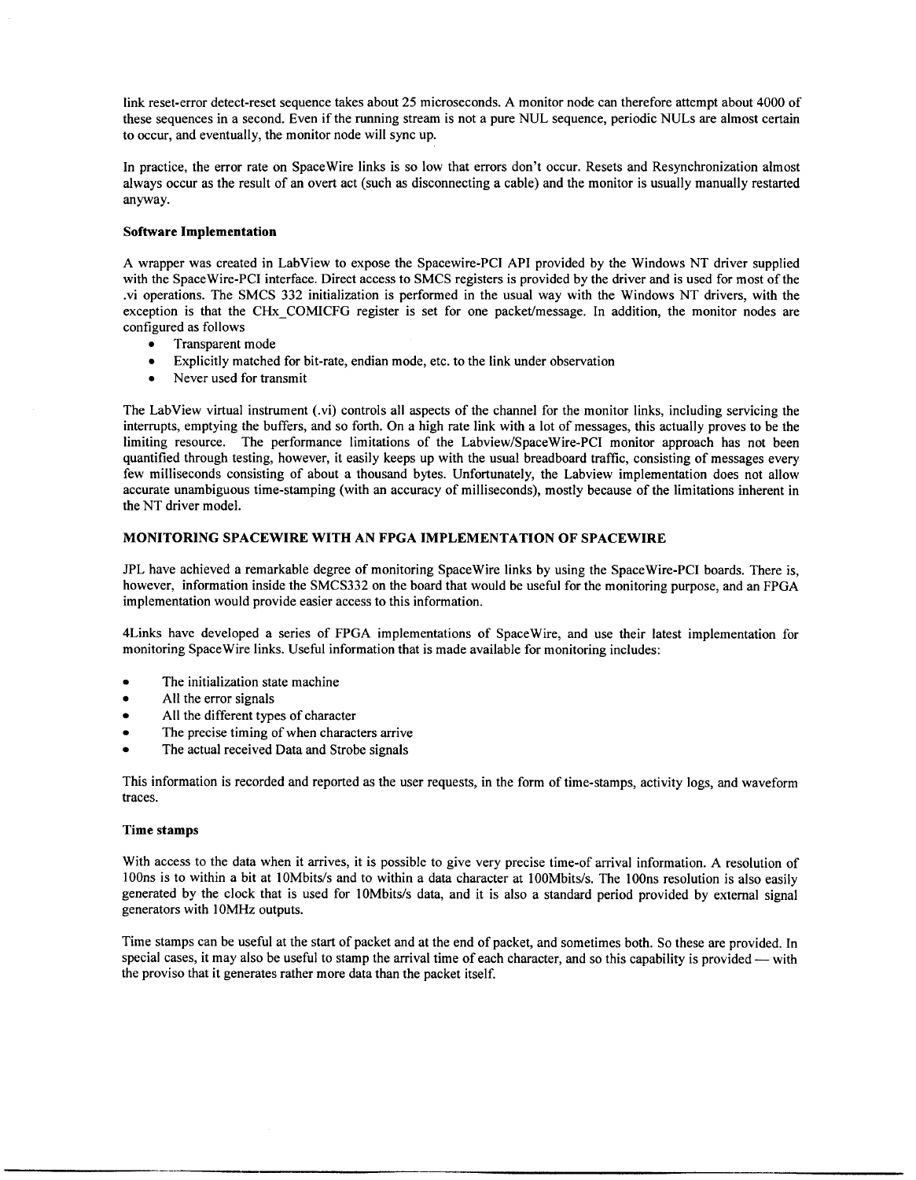link reset-error detect-reset sequence takes about 25 microseconds. A monitor node can therefore attempt about 4000 of these sequences in a second. Even if the running stream is not a pure NUL sequence, periodic NULs are almost certain to occur, and eventually, the monitor node will sync up.

In practice, the error rate on SpaceWire links is so low that errors don't occur. Resets and Resynchronization almost always occur as the result of an overt act (such as disconnecting a cable) and the monitor is usually manually restarted anyway.

### Software Implementation

A wrapper was created in LabView to expose the Spacewire-PCI API provided by the Windows NT driver supplied with the SpaceWire-PCI interface. Direct access to SMCS registers is provided by the driver and is used for most of the .vi operations. The SMCS 332 initialization is performed in the usual way with the Windows NT drivers, with the exception is that the CHx_COMICFG register is set for one packet/message. In addition, the monitor nodes are configured as follows

- Transparent mode
- Explicitly matched for bit-rate, endian mode, etc. to the link under observation
- Never used for transmit

The LabView virtual instrument (.vi) controls all aspects of the channel for the monitor links, including servicing the interrupts, emptying the buffers, and so forth. On a high rate link with a lot of messages, this actually proves to be the limiting resource. The performance limitations of the Labview/SpaceWire-PCI monitor approach has not been quantified through testing, however, it easily keeps up with the usual breadboard traffic, consisting of messages every few milliseconds consisting of about a thousand bytes. Unfortunately, the Labview implementation does not allow accurate unambiguous time-stamping (with an accuracy of milliseconds), mostly because of the limitations inherent in the NT driver model.

## MONITORING SPACEWIRE WITH AN FPGA IMPLEMENTATION OF SPACEWIRE

JPL have achieved a remarkable degree of monitoring SpaceWire links by using the SpaceWire-PCI boards. There is, however, information inside the SMCS332 on the board that would be useful for the monitoring purpose, and an FPGA implementation would provide easier access to this information.

4Links have developed a series of FPGA implementations of SpaceWire, and use their latest implementation for monitoring SpaceWire links. Useful information that is made available for monitoring includes:

- The initialization state machine
- All the error signals
- All the different types of character
- The precise timing of when characters arrive
- The actual received Data and Strobe signals

This information is recorded and reported as the user requests, in the form of time-stamps, activity logs, and waveform traces.

### Time stamps

With access to the data when it arrives, it is possible to give very precise time-of arrival information. A resolution of 100ns is to within a bit at 10Mbits/s and to within a data character at 100Mbits/s. The 100ns resolution is also easily generated by the clock that is used for 10Mbits/s data, and it is also a standard period provided by external signal generators with 10MHz outputs.

Time stamps can be useful at the start of packet and at the end of packet, and sometimes both. So these are provided. In special cases, it may also be useful to stamp the arrival time of each character, and so this capability is provided — with the proviso that it generates rather more data than the packet itself.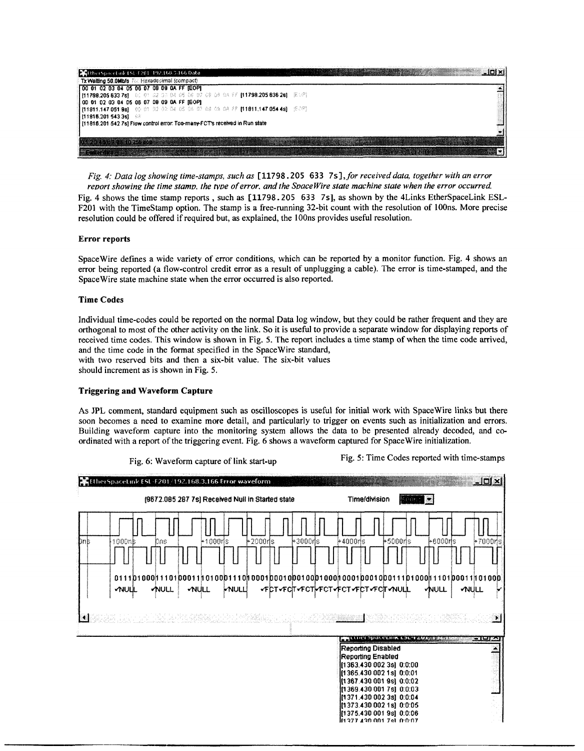*Fig. 4: Data log showing time-stamps, such as* [11798.205 633 7s], *for received data, together with an error report showing the time stamp, the type of error, and the SpaceWire state machine state when the error occurred.*

Fig. 4 shows the time stamp reports , such as [11798.205 633 7s], as shown by the 4Links EtherSpaceLink ESL-F201 with the TimeStamp option. The stamp is a free-running 32-bit count with the resolution of 100ns. More precise resolution could be offered if required but, as explained, the 100ns provides useful resolution.

**Error reports**

SpaceWire defines a wide variety of error conditions, which can be reported by a monitor function. Fig. 4 shows an error being reported (a flow-control credit error as a result of unplugging a cable). The error is time-stamped, and the SpaceWire state machine state when the error occurred is also reported.

**Time Codes**

Individual time-codes could be reported on the normal Data log window, but they could be rather frequent and they are orthogonal to most of the other activity on the link. So it is useful to provide a separate window for displaying reports of received time codes. This window is shown in Fig. 5. The report includes a time stamp of when the time code arrived, and the time code in the format specified in the SpaceWire standard, with two reserved bits and then a six-bit value. The six-bit values should increment as is shown in Fig. 5.

**Triggering and Waveform Capture**

As JPL comment, standard equipment such as oscilloscopes is useful for initial work with SpaceWire links but there soon becomes a need to examine more detail, and particularly to trigger on events such as initialization and errors. Building waveform capture into the monitoring system allows the data to be presented already decoded, and co-ordinated with a report of the triggering event. Fig. 6 shows a waveform captured for SpaceWire initialization.

Fig. 6: Waveform capture of link start-up

Fig. 5: Time Codes reported with time-stamps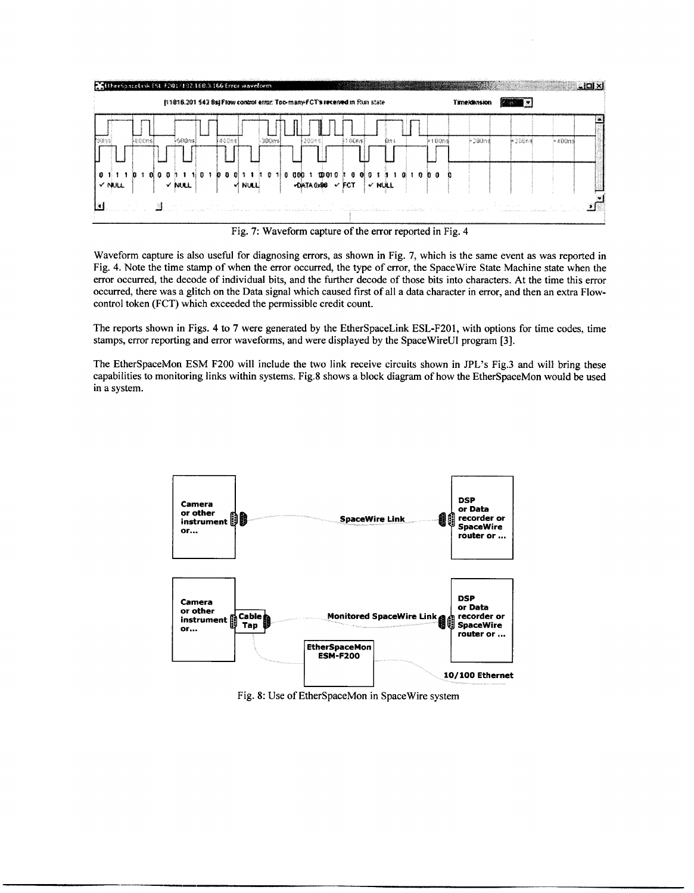Fig. 7: Waveform capture of the error reported in Fig. 4

Waveform capture is also useful for diagnosing errors, as shown in Fig. 7, which is the same event as was reported in Fig. 4. Note the time stamp of when the error occurred, the type of error, the SpaceWire State Machine state when the error occurred, the decode of individual bits, and the further decode of those bits into characters. At the time this error occurred, there was a glitch on the Data signal which caused first of all a data character in error, and then an extra Flow-control token (FCT) which exceeded the permissible credit count.

The reports shown in Figs. 4 to 7 were generated by the EtherSpaceLink ESL-F201, with options for time codes, time stamps, error reporting and error waveforms, and were displayed by the SpaceWireUI program [3].

The EtherSpaceMon ESM F200 will include the two link receive circuits shown in JPL's Fig.3 and will bring these capabilities to monitoring links within systems. Fig.8 shows a block diagram of how the EtherSpaceMon would be used in a system.

Fig. 8: Use of EtherSpaceMon in SpaceWire system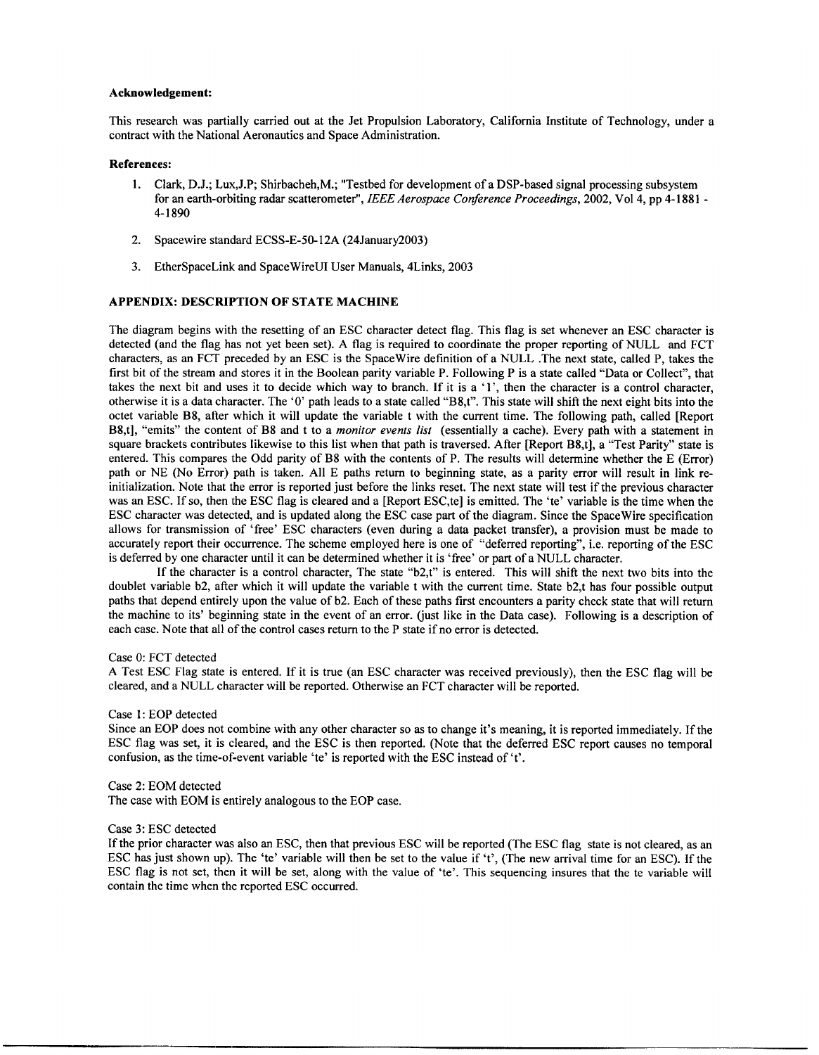**Acknowledgement:**

This research was partially carried out at the Jet Propulsion Laboratory, California Institute of Technology, under a contract with the National Aeronautics and Space Administration.

**References:**

1. Clark, D.J.; Lux,J.P; Shirbacheh,M.; "Testbed for development of a DSP-based signal processing subsystem for an earth-orbiting radar scatterometer", *IEEE Aerospace Conference Proceedings*, 2002, Vol 4, pp 4-1881 - 4-1890

2. Spacewire standard ECSS-E-50-12A (24January2003)

3. EtherSpaceLink and SpaceWireUI User Manuals, 4Links, 2003

**APPENDIX: DESCRIPTION OF STATE MACHINE**

The diagram begins with the resetting of an ESC character detect flag. This flag is set whenever an ESC character is detected (and the flag has not yet been set). A flag is required to coordinate the proper reporting of NULL and FCT characters, as an FCT preceded by an ESC is the SpaceWire definition of a NULL .The next state, called P, takes the first bit of the stream and stores it in the Boolean parity variable P. Following P is a state called "Data or Collect", that takes the next bit and uses it to decide which way to branch. If it is a '1', then the character is a control character, otherwise it is a data character. The '0' path leads to a state called "B8,t". This state will shift the next eight bits into the octet variable B8, after which it will update the variable t with the current time. The following path, called [Report B8,t], "emits" the content of B8 and t to a *monitor events list* (essentially a cache). Every path with a statement in square brackets contributes likewise to this list when that path is traversed. After [Report B8,t], a "Test Parity" state is entered. This compares the Odd parity of B8 with the contents of P. The results will determine whether the E (Error) path or NE (No Error) path is taken. All E paths return to beginning state, as a parity error will result in link re-initialization. Note that the error is reported just before the links reset. The next state will test if the previous character was an ESC. If so, then the ESC flag is cleared and a [Report ESC,te] is emitted. The 'te' variable is the time when the ESC character was detected, and is updated along the ESC case part of the diagram. Since the SpaceWire specification allows for transmission of 'free' ESC characters (even during a data packet transfer), a provision must be made to accurately report their occurrence. The scheme employed here is one of "deferred reporting", i.e. reporting of the ESC is deferred by one character until it can be determined whether it is 'free' or part of a NULL character.

If the character is a control character, The state "b2,t" is entered. This will shift the next two bits into the doublet variable b2, after which it will update the variable t with the current time. State b2,t has four possible output paths that depend entirely upon the value of b2. Each of these paths first encounters a parity check state that will return the machine to its' beginning state in the event of an error. (just like in the Data case). Following is a description of each case. Note that all of the control cases return to the P state if no error is detected.

Case 0: FCT detected

A Test ESC Flag state is entered. If it is true (an ESC character was received previously), then the ESC flag will be cleared, and a NULL character will be reported. Otherwise an FCT character will be reported.

Case 1: EOP detected

Since an EOP does not combine with any other character so as to change it's meaning, it is reported immediately. If the ESC flag was set, it is cleared, and the ESC is then reported. (Note that the deferred ESC report causes no temporal confusion, as the time-of-event variable 'te' is reported with the ESC instead of 't'.

Case 2: EOM detected

The case with EOM is entirely analogous to the EOP case.

Case 3: ESC detected

If the prior character was also an ESC, then that previous ESC will be reported (The ESC flag state is not cleared, as an ESC has just shown up). The 'te' variable will then be set to the value if 't', (The new arrival time for an ESC). If the ESC flag is not set, then it will be set, along with the value of 'te'. This sequencing insures that the te variable will contain the time when the reported ESC occurred.